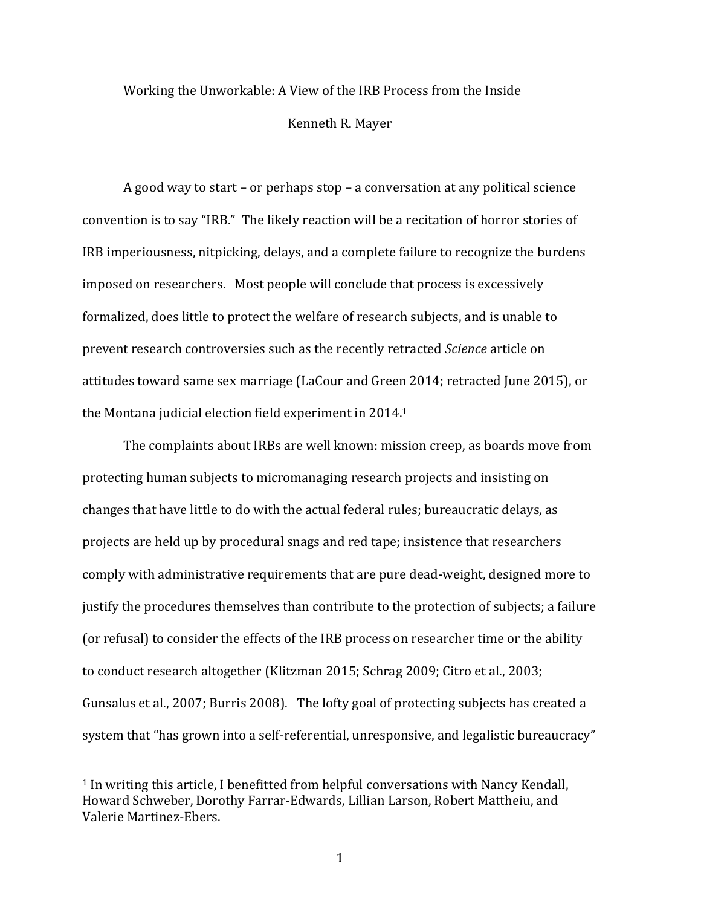# Working the Unworkable: A View of the IRB Process from the Inside

Kenneth R. Mayer

A good way to start – or perhaps stop – a conversation at any political science convention is to say "IRB." The likely reaction will be a recitation of horror stories of IRB imperiousness, nitpicking, delays, and a complete failure to recognize the burdens imposed on researchers. Most people will conclude that process is excessively formalized, does little to protect the welfare of research subjects, and is unable to prevent research controversies such as the recently retracted *Science* article on attitudes toward same sex marriage (LaCour and Green 2014; retracted June 2015), or the Montana judicial election field experiment in 2014.[1]

The complaints about IRBs are well known: mission creep, as boards move from protecting human subjects to micromanaging research projects and insisting on changes that have little to do with the actual federal rules; bureaucratic delays, as projects are held up by procedural snags and red tape; insistence that researchers comply with administrative requirements that are pure dead-weight, designed more to justify the procedures themselves than contribute to the protection of subjects; a failure (or refusal) to consider the effects of the IRB process on researcher time or the ability to conduct research altogether (Klitzman 2015; Schrag 2009; Citro et al., 2003; Gunsalus et al., 2007; Burris 2008). The lofty goal of protecting subjects has created a system that "has grown into a self-referential, unresponsive, and legalistic bureaucracy"

[1] In writing this article, I benefitted from helpful conversations with Nancy Kendall, Howard Schweber, Dorothy Farrar-Edwards, Lillian Larson, Robert Mattheiu, and Valerie Martinez-Ebers.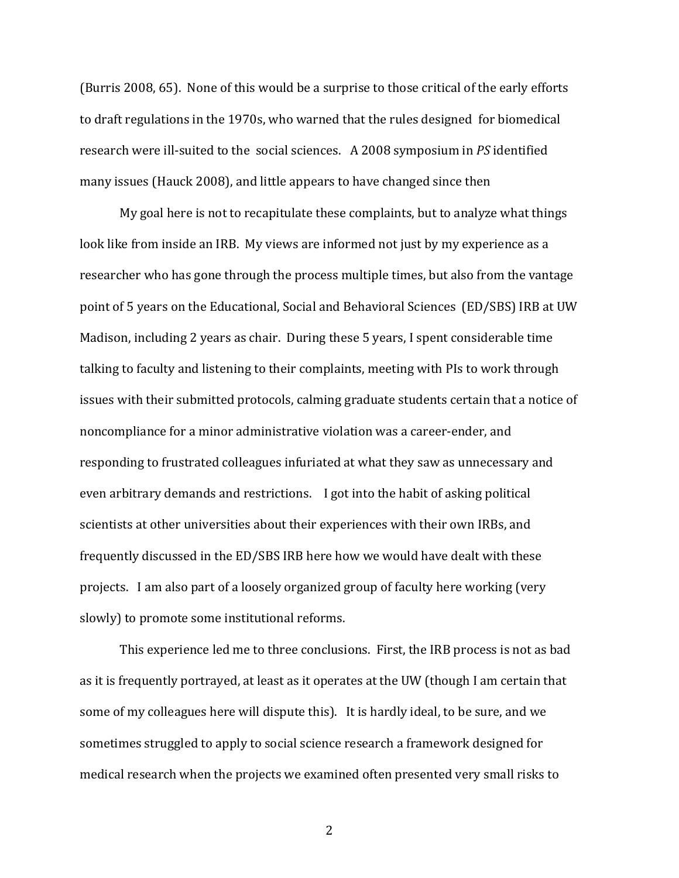(Burris 2008, 65). None of this would be a surprise to those critical of the early efforts to draft regulations in the 1970s, who warned that the rules designed for biomedical research were ill-suited to the social sciences. A 2008 symposium in *PS* identified many issues (Hauck 2008), and little appears to have changed since then

My goal here is not to recapitulate these complaints, but to analyze what things look like from inside an IRB. My views are informed not just by my experience as a researcher who has gone through the process multiple times, but also from the vantage point of 5 years on the Educational, Social and Behavioral Sciences (ED/SBS) IRB at UW Madison, including 2 years as chair. During these 5 years, I spent considerable time talking to faculty and listening to their complaints, meeting with PIs to work through issues with their submitted protocols, calming graduate students certain that a notice of noncompliance for a minor administrative violation was a career-ender, and responding to frustrated colleagues infuriated at what they saw as unnecessary and even arbitrary demands and restrictions. I got into the habit of asking political scientists at other universities about their experiences with their own IRBs, and frequently discussed in the ED/SBS IRB here how we would have dealt with these projects. I am also part of a loosely organized group of faculty here working (very slowly) to promote some institutional reforms.

This experience led me to three conclusions. First, the IRB process is not as bad as it is frequently portrayed, at least as it operates at the UW (though I am certain that some of my colleagues here will dispute this). It is hardly ideal, to be sure, and we sometimes struggled to apply to social science research a framework designed for medical research when the projects we examined often presented very small risks to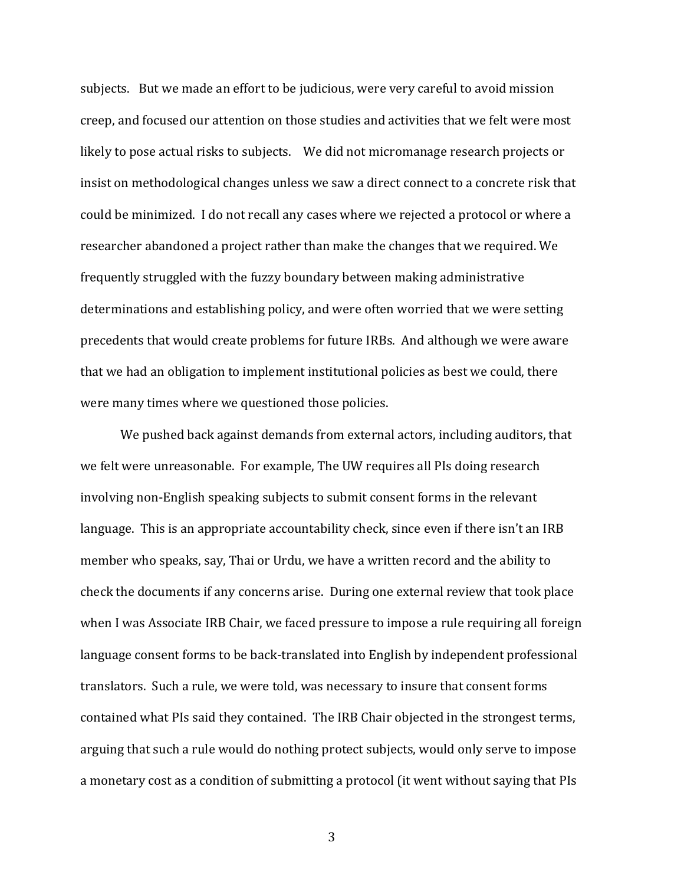subjects. But we made an effort to be judicious, were very careful to avoid mission creep, and focused our attention on those studies and activities that we felt were most likely to pose actual risks to subjects. We did not micromanage research projects or insist on methodological changes unless we saw a direct connect to a concrete risk that could be minimized. I do not recall any cases where we rejected a protocol or where a researcher abandoned a project rather than make the changes that we required. We frequently struggled with the fuzzy boundary between making administrative determinations and establishing policy, and were often worried that we were setting precedents that would create problems for future IRBs. And although we were aware that we had an obligation to implement institutional policies as best we could, there were many times where we questioned those policies.

We pushed back against demands from external actors, including auditors, that we felt were unreasonable. For example, The UW requires all PIs doing research involving non-English speaking subjects to submit consent forms in the relevant language. This is an appropriate accountability check, since even if there isn't an IRB member who speaks, say, Thai or Urdu, we have a written record and the ability to check the documents if any concerns arise. During one external review that took place when I was Associate IRB Chair, we faced pressure to impose a rule requiring all foreign language consent forms to be back-translated into English by independent professional translators. Such a rule, we were told, was necessary to insure that consent forms contained what PIs said they contained. The IRB Chair objected in the strongest terms, arguing that such a rule would do nothing protect subjects, would only serve to impose a monetary cost as a condition of submitting a protocol (it went without saying that PIs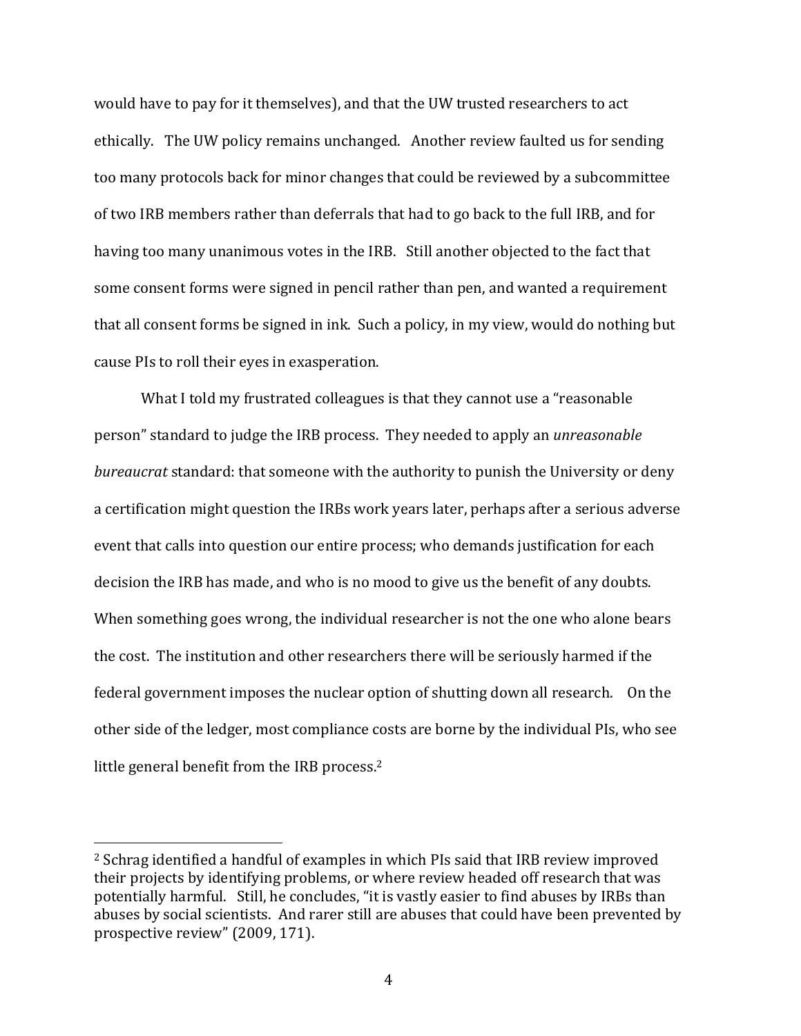would have to pay for it themselves), and that the UW trusted researchers to act ethically. The UW policy remains unchanged. Another review faulted us for sending too many protocols back for minor changes that could be reviewed by a subcommittee of two IRB members rather than deferrals that had to go back to the full IRB, and for having too many unanimous votes in the IRB. Still another objected to the fact that some consent forms were signed in pencil rather than pen, and wanted a requirement that all consent forms be signed in ink. Such a policy, in my view, would do nothing but cause PIs to roll their eyes in exasperation.

What I told my frustrated colleagues is that they cannot use a "reasonable person" standard to judge the IRB process. They needed to apply an *unreasonable bureaucrat* standard: that someone with the authority to punish the University or deny a certification might question the IRBs work years later, perhaps after a serious adverse event that calls into question our entire process; who demands justification for each decision the IRB has made, and who is no mood to give us the benefit of any doubts. When something goes wrong, the individual researcher is not the one who alone bears the cost. The institution and other researchers there will be seriously harmed if the federal government imposes the nuclear option of shutting down all research. On the other side of the ledger, most compliance costs are borne by the individual PIs, who see little general benefit from the IRB process.[2]

---

[2] Schrag identified a handful of examples in which PIs said that IRB review improved their projects by identifying problems, or where review headed off research that was potentially harmful. Still, he concludes, "it is vastly easier to find abuses by IRBs than abuses by social scientists. And rarer still are abuses that could have been prevented by prospective review" (2009, 171).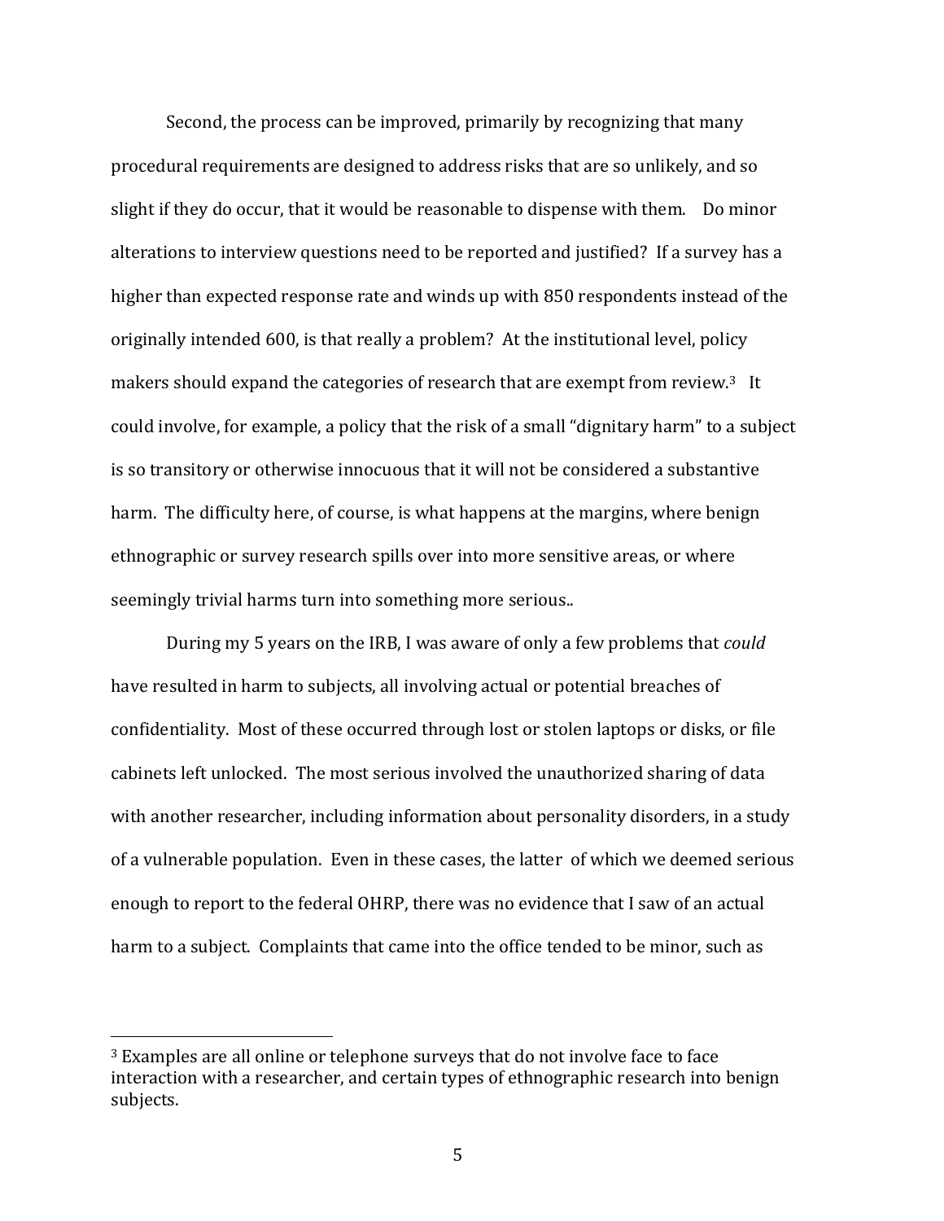Second, the process can be improved, primarily by recognizing that many procedural requirements are designed to address risks that are so unlikely, and so slight if they do occur, that it would be reasonable to dispense with them. Do minor alterations to interview questions need to be reported and justified? If a survey has a higher than expected response rate and winds up with 850 respondents instead of the originally intended 600, is that really a problem? At the institutional level, policy makers should expand the categories of research that are exempt from review.[3] It could involve, for example, a policy that the risk of a small "dignitary harm" to a subject is so transitory or otherwise innocuous that it will not be considered a substantive harm. The difficulty here, of course, is what happens at the margins, where benign ethnographic or survey research spills over into more sensitive areas, or where seemingly trivial harms turn into something more serious..

During my 5 years on the IRB, I was aware of only a few problems that *could* have resulted in harm to subjects, all involving actual or potential breaches of confidentiality. Most of these occurred through lost or stolen laptops or disks, or file cabinets left unlocked. The most serious involved the unauthorized sharing of data with another researcher, including information about personality disorders, in a study of a vulnerable population. Even in these cases, the latter of which we deemed serious enough to report to the federal OHRP, there was no evidence that I saw of an actual harm to a subject. Complaints that came into the office tended to be minor, such as

[3] Examples are all online or telephone surveys that do not involve face to face interaction with a researcher, and certain types of ethnographic research into benign subjects.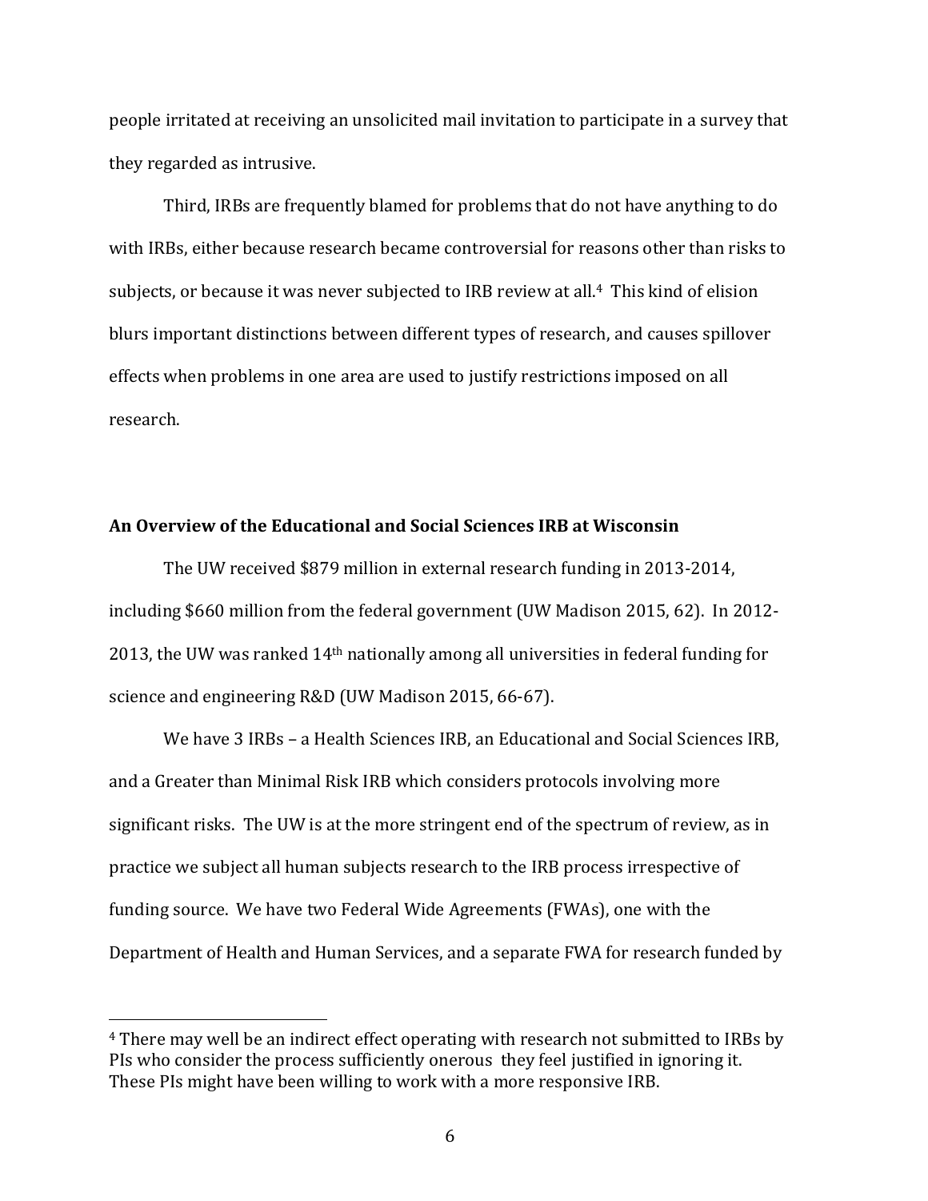people irritated at receiving an unsolicited mail invitation to participate in a survey that they regarded as intrusive.

Third, IRBs are frequently blamed for problems that do not have anything to do with IRBs, either because research became controversial for reasons other than risks to subjects, or because it was never subjected to IRB review at all.[4] This kind of elision blurs important distinctions between different types of research, and causes spillover effects when problems in one area are used to justify restrictions imposed on all research.

**An Overview of the Educational and Social Sciences IRB at Wisconsin**

The UW received $879 million in external research funding in 2013-2014, including $660 million from the federal government (UW Madison 2015, 62). In 2012-2013, the UW was ranked 14th nationally among all universities in federal funding for science and engineering R&D (UW Madison 2015, 66-67).

We have 3 IRBs – a Health Sciences IRB, an Educational and Social Sciences IRB, and a Greater than Minimal Risk IRB which considers protocols involving more significant risks. The UW is at the more stringent end of the spectrum of review, as in practice we subject all human subjects research to the IRB process irrespective of funding source. We have two Federal Wide Agreements (FWAs), one with the Department of Health and Human Services, and a separate FWA for research funded by

[4] There may well be an indirect effect operating with research not submitted to IRBs by PIs who consider the process sufficiently onerous they feel justified in ignoring it. These PIs might have been willing to work with a more responsive IRB.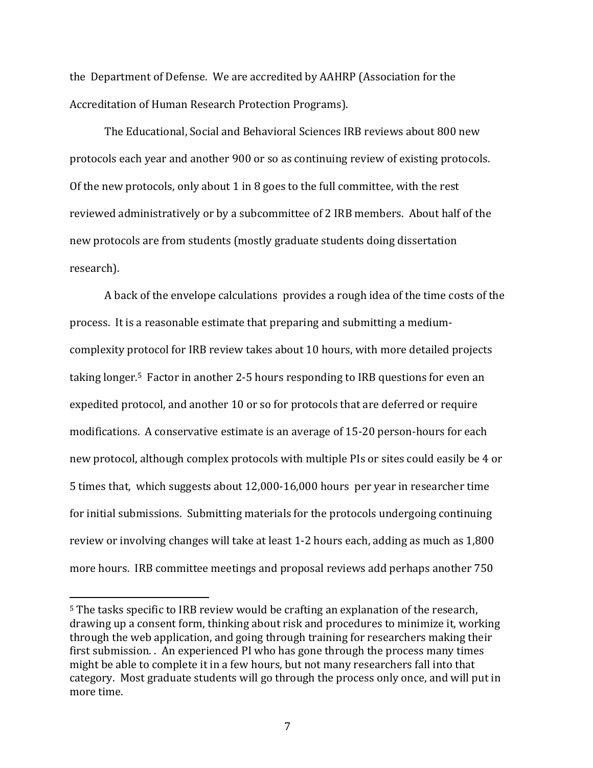the Department of Defense. We are accredited by AAHRP (Association for the Accreditation of Human Research Protection Programs).

The Educational, Social and Behavioral Sciences IRB reviews about 800 new protocols each year and another 900 or so as continuing review of existing protocols. Of the new protocols, only about 1 in 8 goes to the full committee, with the rest reviewed administratively or by a subcommittee of 2 IRB members. About half of the new protocols are from students (mostly graduate students doing dissertation research).

A back of the envelope calculations provides a rough idea of the time costs of the process. It is a reasonable estimate that preparing and submitting a medium-complexity protocol for IRB review takes about 10 hours, with more detailed projects taking longer.[5] Factor in another 2-5 hours responding to IRB questions for even an expedited protocol, and another 10 or so for protocols that are deferred or require modifications. A conservative estimate is an average of 15-20 person-hours for each new protocol, although complex protocols with multiple PIs or sites could easily be 4 or 5 times that, which suggests about 12,000-16,000 hours per year in researcher time for initial submissions. Submitting materials for the protocols undergoing continuing review or involving changes will take at least 1-2 hours each, adding as much as 1,800 more hours. IRB committee meetings and proposal reviews add perhaps another 750

[5] The tasks specific to IRB review would be crafting an explanation of the research, drawing up a consent form, thinking about risk and procedures to minimize it, working through the web application, and going through training for researchers making their first submission. . An experienced PI who has gone through the process many times might be able to complete it in a few hours, but not many researchers fall into that category. Most graduate students will go through the process only once, and will put in more time.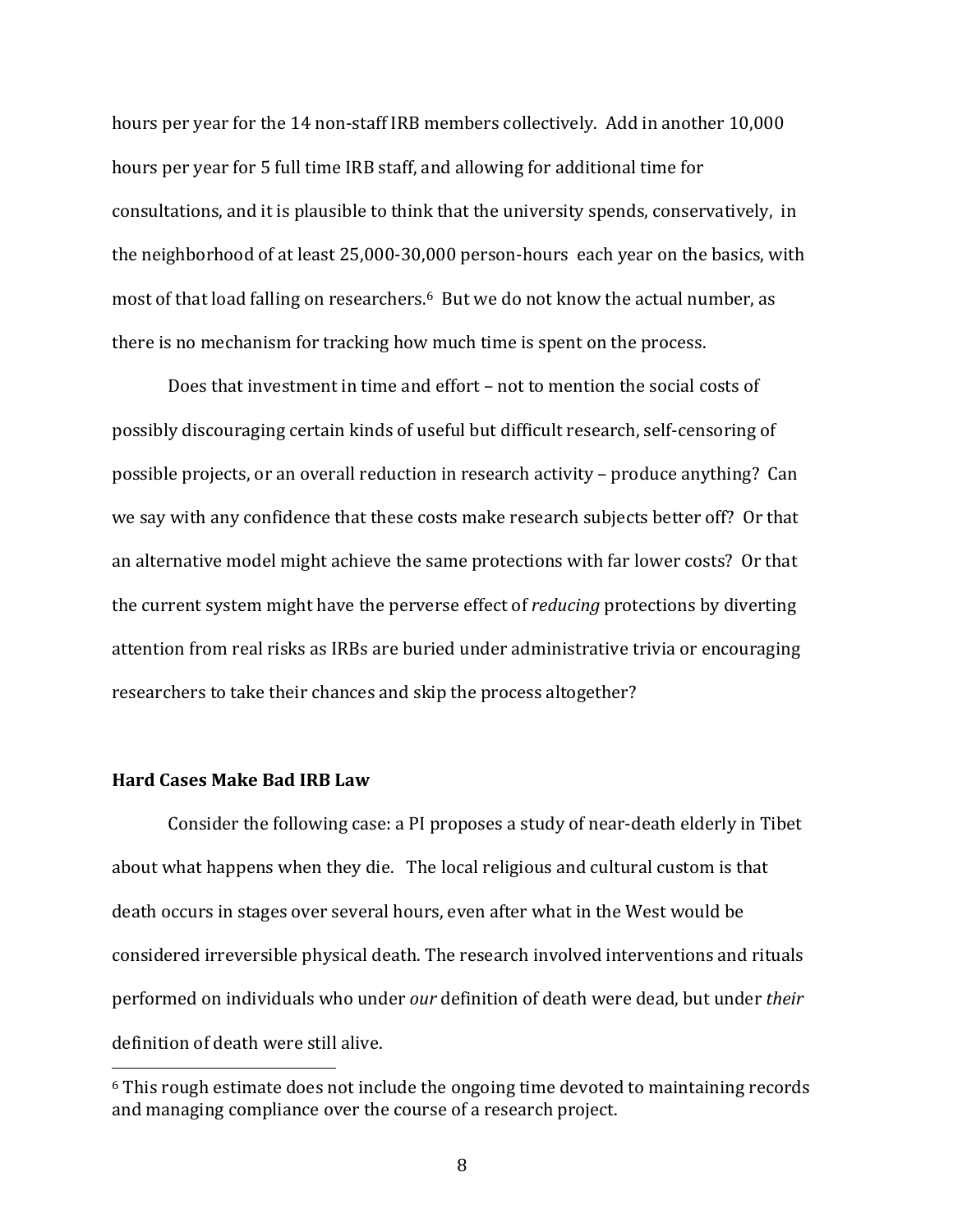hours per year for the 14 non-staff IRB members collectively. Add in another 10,000 hours per year for 5 full time IRB staff, and allowing for additional time for consultations, and it is plausible to think that the university spends, conservatively, in the neighborhood of at least 25,000-30,000 person-hours each year on the basics, with most of that load falling on researchers.[6] But we do not know the actual number, as there is no mechanism for tracking how much time is spent on the process.

Does that investment in time and effort – not to mention the social costs of possibly discouraging certain kinds of useful but difficult research, self-censoring of possible projects, or an overall reduction in research activity – produce anything? Can we say with any confidence that these costs make research subjects better off? Or that an alternative model might achieve the same protections with far lower costs? Or that the current system might have the perverse effect of *reducing* protections by diverting attention from real risks as IRBs are buried under administrative trivia or encouraging researchers to take their chances and skip the process altogether?

**Hard Cases Make Bad IRB Law**

Consider the following case: a PI proposes a study of near-death elderly in Tibet about what happens when they die. The local religious and cultural custom is that death occurs in stages over several hours, even after what in the West would be considered irreversible physical death. The research involved interventions and rituals performed on individuals who under *our* definition of death were dead, but under *their* definition of death were still alive.

[6] This rough estimate does not include the ongoing time devoted to maintaining records and managing compliance over the course of a research project.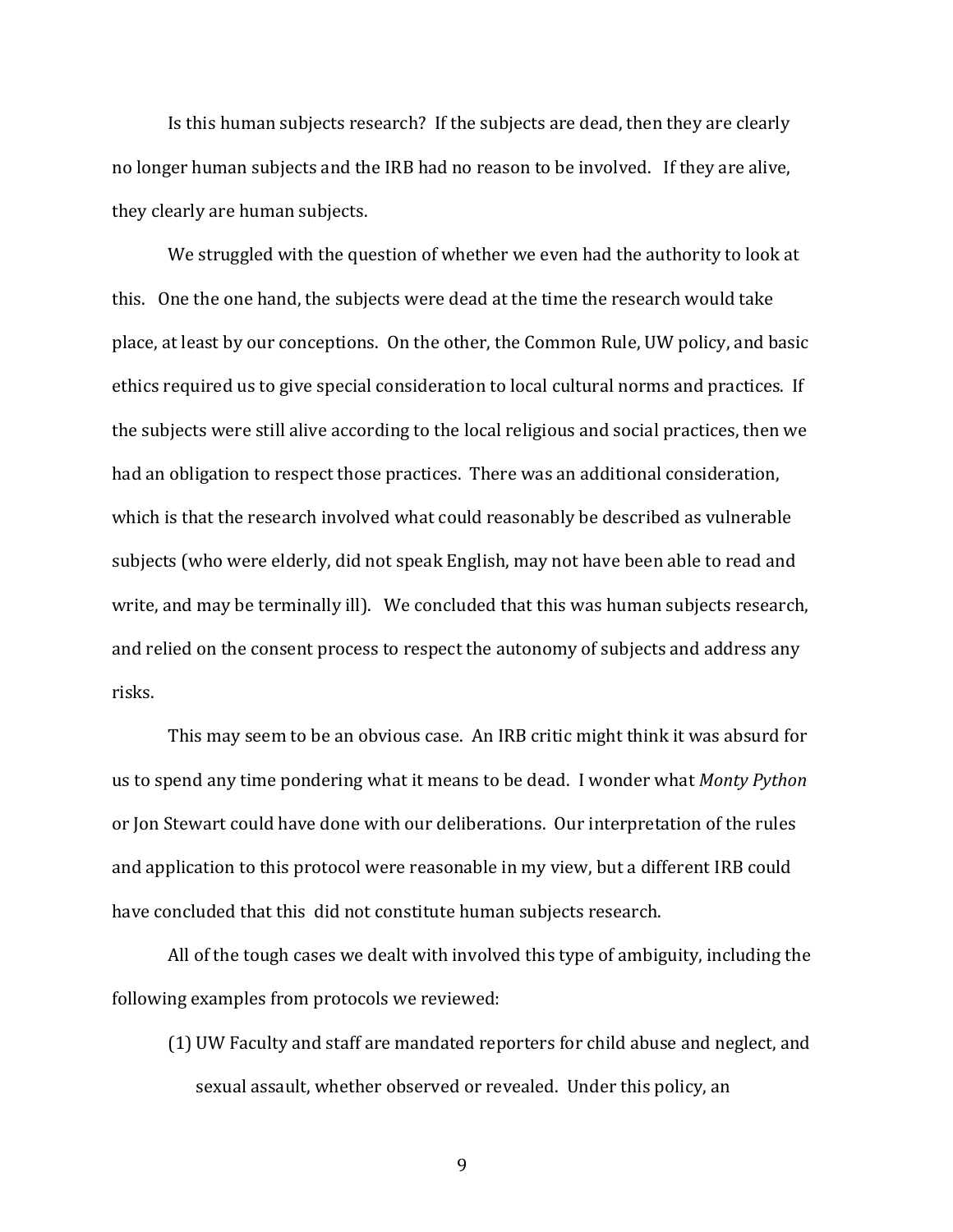Is this human subjects research? If the subjects are dead, then they are clearly no longer human subjects and the IRB had no reason to be involved. If they are alive, they clearly are human subjects.

We struggled with the question of whether we even had the authority to look at this. One the one hand, the subjects were dead at the time the research would take place, at least by our conceptions. On the other, the Common Rule, UW policy, and basic ethics required us to give special consideration to local cultural norms and practices. If the subjects were still alive according to the local religious and social practices, then we had an obligation to respect those practices. There was an additional consideration, which is that the research involved what could reasonably be described as vulnerable subjects (who were elderly, did not speak English, may not have been able to read and write, and may be terminally ill). We concluded that this was human subjects research, and relied on the consent process to respect the autonomy of subjects and address any risks.

This may seem to be an obvious case. An IRB critic might think it was absurd for us to spend any time pondering what it means to be dead. I wonder what *Monty Python* or Jon Stewart could have done with our deliberations. Our interpretation of the rules and application to this protocol were reasonable in my view, but a different IRB could have concluded that this did not constitute human subjects research.

All of the tough cases we dealt with involved this type of ambiguity, including the following examples from protocols we reviewed:

(1) UW Faculty and staff are mandated reporters for child abuse and neglect, and sexual assault, whether observed or revealed. Under this policy, an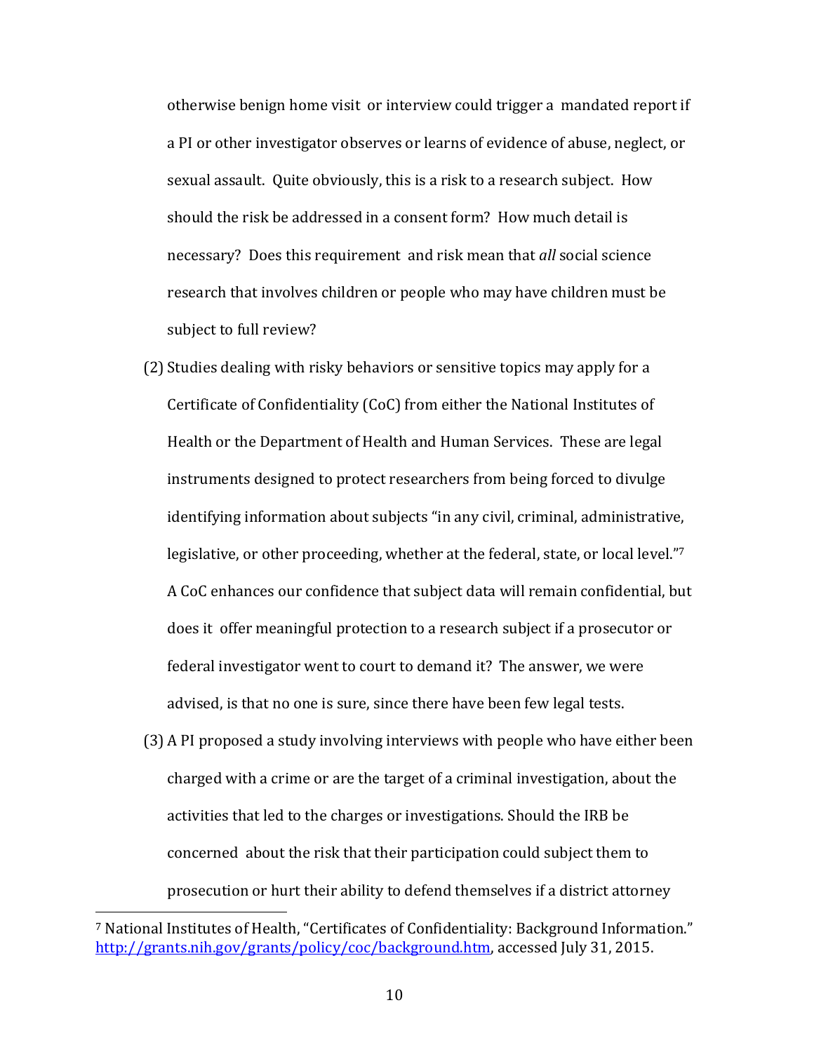otherwise benign home visit or interview could trigger a mandated report if a PI or other investigator observes or learns of evidence of abuse, neglect, or sexual assault. Quite obviously, this is a risk to a research subject. How should the risk be addressed in a consent form? How much detail is necessary? Does this requirement and risk mean that *all* social science research that involves children or people who may have children must be subject to full review?

(2) Studies dealing with risky behaviors or sensitive topics may apply for a Certificate of Confidentiality (CoC) from either the National Institutes of Health or the Department of Health and Human Services. These are legal instruments designed to protect researchers from being forced to divulge identifying information about subjects "in any civil, criminal, administrative, legislative, or other proceeding, whether at the federal, state, or local level."[7] A CoC enhances our confidence that subject data will remain confidential, but does it offer meaningful protection to a research subject if a prosecutor or federal investigator went to court to demand it? The answer, we were advised, is that no one is sure, since there have been few legal tests.

(3) A PI proposed a study involving interviews with people who have either been charged with a crime or are the target of a criminal investigation, about the activities that led to the charges or investigations. Should the IRB be concerned about the risk that their participation could subject them to prosecution or hurt their ability to defend themselves if a district attorney

[7] National Institutes of Health, "Certificates of Confidentiality: Background Information." http://grants.nih.gov/grants/policy/coc/background.htm, accessed July 31, 2015.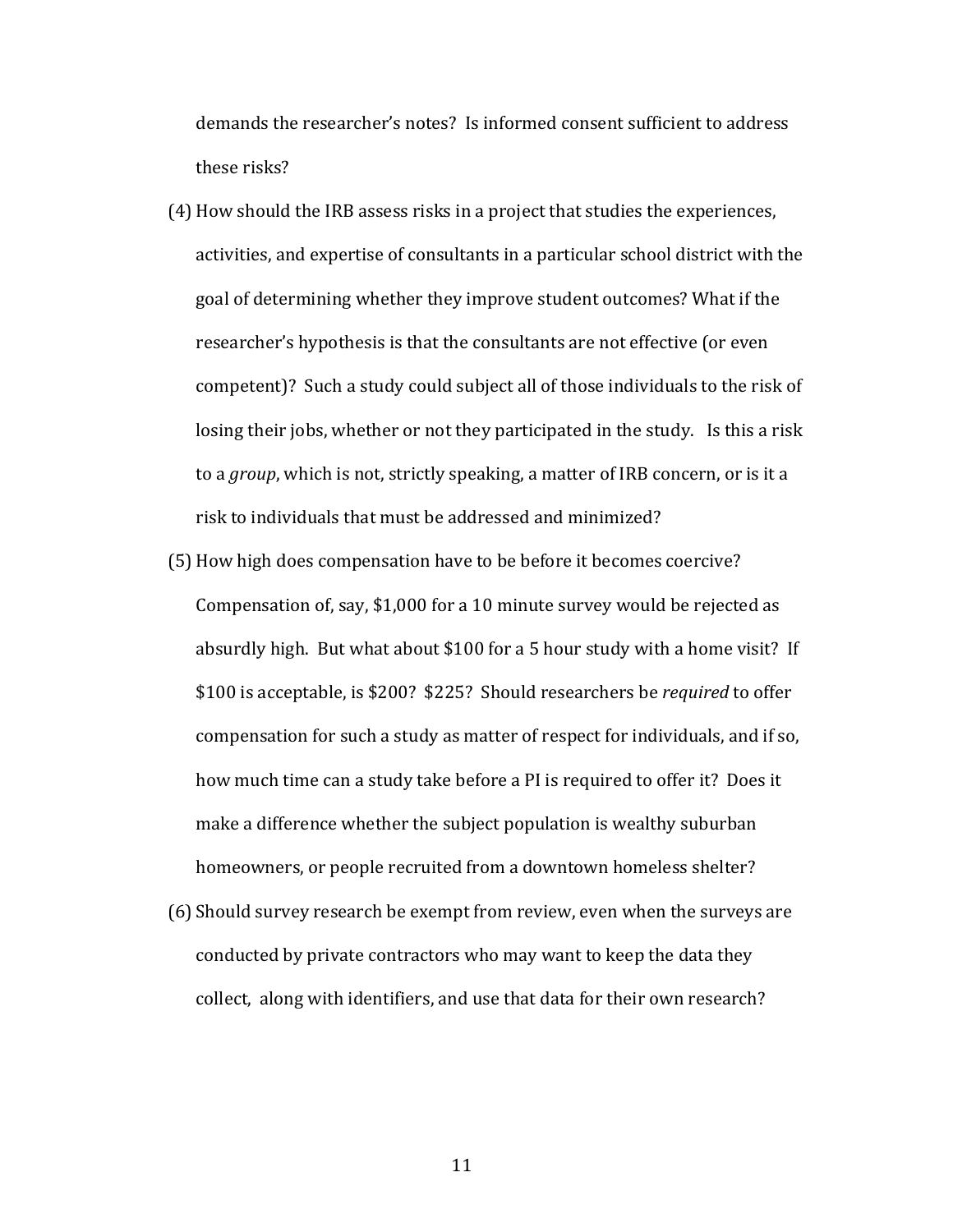demands the researcher's notes? Is informed consent sufficient to address these risks?

(4) How should the IRB assess risks in a project that studies the experiences, activities, and expertise of consultants in a particular school district with the goal of determining whether they improve student outcomes? What if the researcher's hypothesis is that the consultants are not effective (or even competent)? Such a study could subject all of those individuals to the risk of losing their jobs, whether or not they participated in the study. Is this a risk to a *group*, which is not, strictly speaking, a matter of IRB concern, or is it a risk to individuals that must be addressed and minimized?

(5) How high does compensation have to be before it becomes coercive? Compensation of, say, $1,000 for a 10 minute survey would be rejected as absurdly high. But what about $100 for a 5 hour study with a home visit? If $100 is acceptable, is $200? $225? Should researchers be *required* to offer compensation for such a study as matter of respect for individuals, and if so, how much time can a study take before a PI is required to offer it? Does it make a difference whether the subject population is wealthy suburban homeowners, or people recruited from a downtown homeless shelter?

(6) Should survey research be exempt from review, even when the surveys are conducted by private contractors who may want to keep the data they collect, along with identifiers, and use that data for their own research?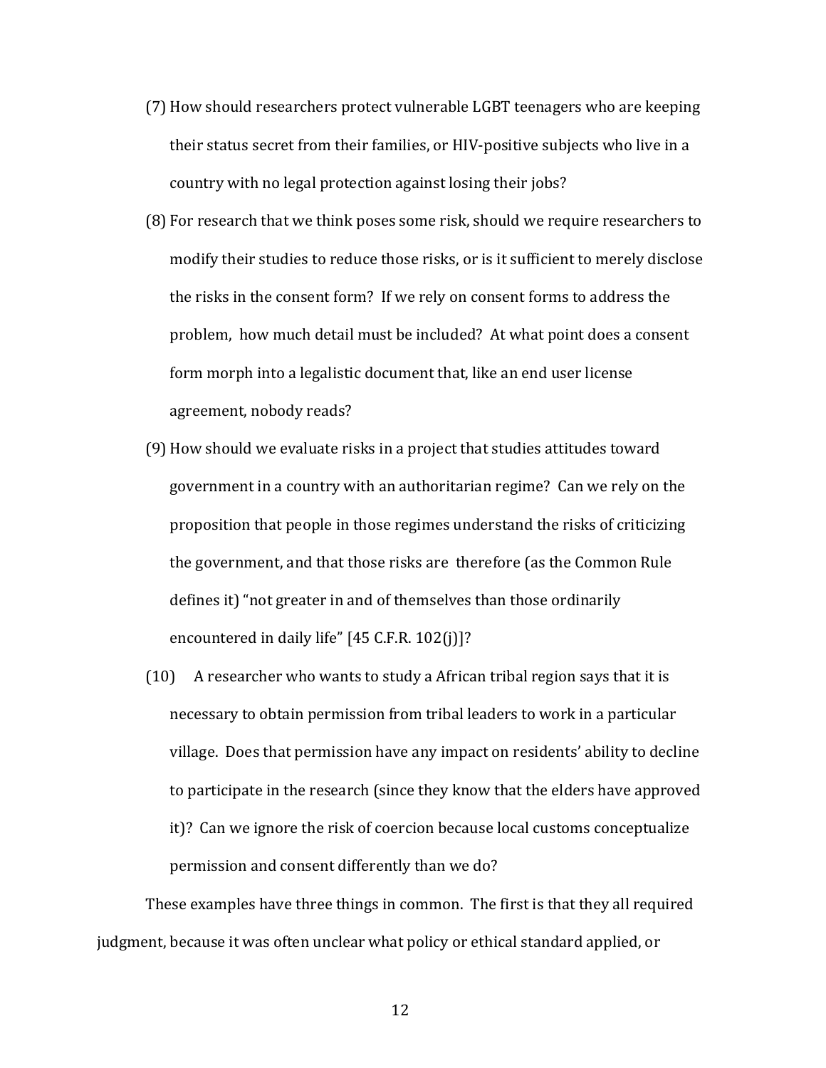(7) How should researchers protect vulnerable LGBT teenagers who are keeping their status secret from their families, or HIV-positive subjects who live in a country with no legal protection against losing their jobs?

(8) For research that we think poses some risk, should we require researchers to modify their studies to reduce those risks, or is it sufficient to merely disclose the risks in the consent form? If we rely on consent forms to address the problem, how much detail must be included? At what point does a consent form morph into a legalistic document that, like an end user license agreement, nobody reads?

(9) How should we evaluate risks in a project that studies attitudes toward government in a country with an authoritarian regime? Can we rely on the proposition that people in those regimes understand the risks of criticizing the government, and that those risks are therefore (as the Common Rule defines it) "not greater in and of themselves than those ordinarily encountered in daily life" [45 C.F.R. 102(j)]?

(10) A researcher who wants to study a African tribal region says that it is necessary to obtain permission from tribal leaders to work in a particular village. Does that permission have any impact on residents' ability to decline to participate in the research (since they know that the elders have approved it)? Can we ignore the risk of coercion because local customs conceptualize permission and consent differently than we do?

These examples have three things in common. The first is that they all required judgment, because it was often unclear what policy or ethical standard applied, or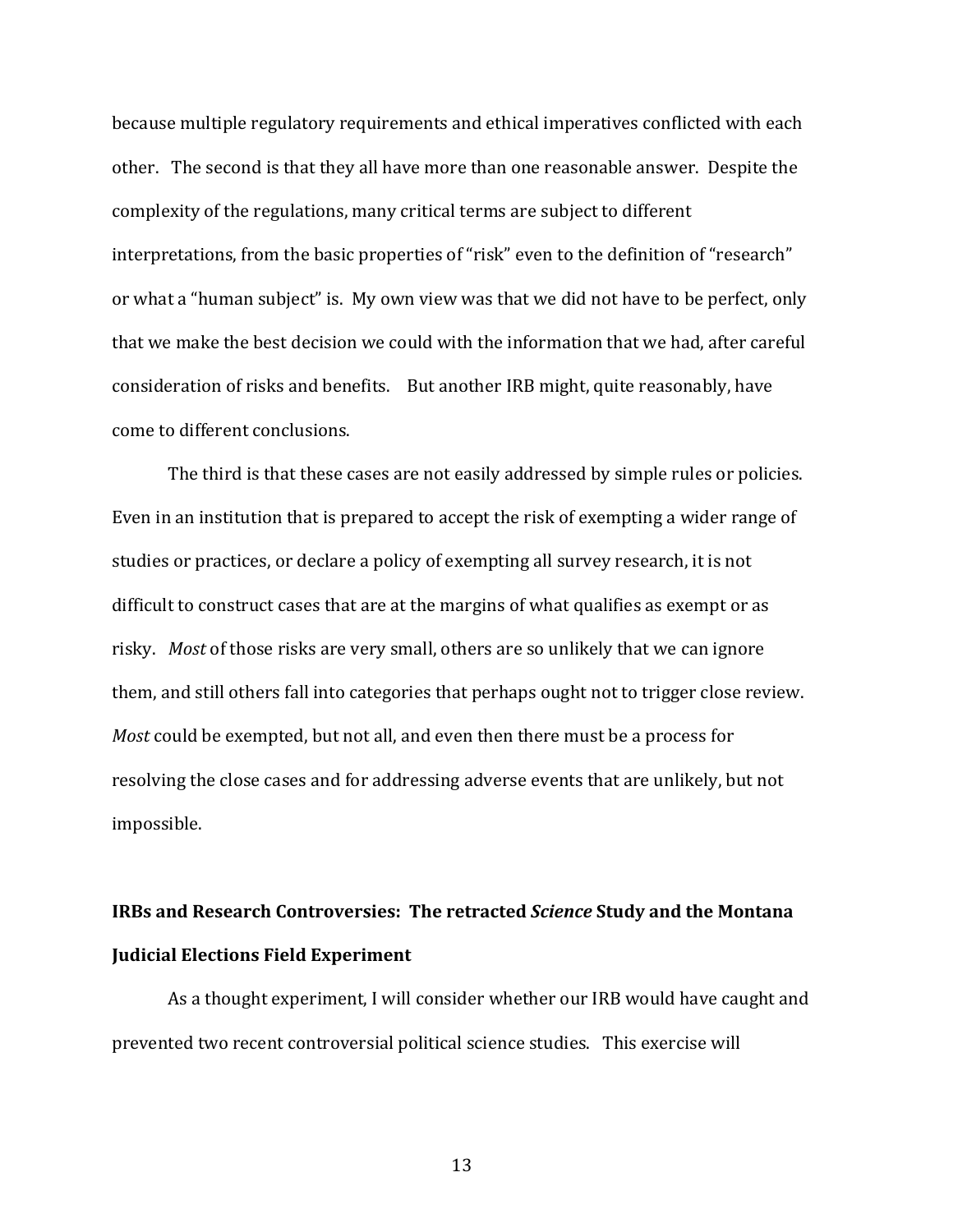because multiple regulatory requirements and ethical imperatives conflicted with each other. The second is that they all have more than one reasonable answer. Despite the complexity of the regulations, many critical terms are subject to different interpretations, from the basic properties of "risk" even to the definition of "research" or what a "human subject" is. My own view was that we did not have to be perfect, only that we make the best decision we could with the information that we had, after careful consideration of risks and benefits. But another IRB might, quite reasonably, have come to different conclusions.

The third is that these cases are not easily addressed by simple rules or policies. Even in an institution that is prepared to accept the risk of exempting a wider range of studies or practices, or declare a policy of exempting all survey research, it is not difficult to construct cases that are at the margins of what qualifies as exempt or as risky. *Most* of those risks are very small, others are so unlikely that we can ignore them, and still others fall into categories that perhaps ought not to trigger close review. *Most* could be exempted, but not all, and even then there must be a process for resolving the close cases and for addressing adverse events that are unlikely, but not impossible.

## IRBs and Research Controversies: The retracted *Science* Study and the Montana Judicial Elections Field Experiment

As a thought experiment, I will consider whether our IRB would have caught and prevented two recent controversial political science studies. This exercise will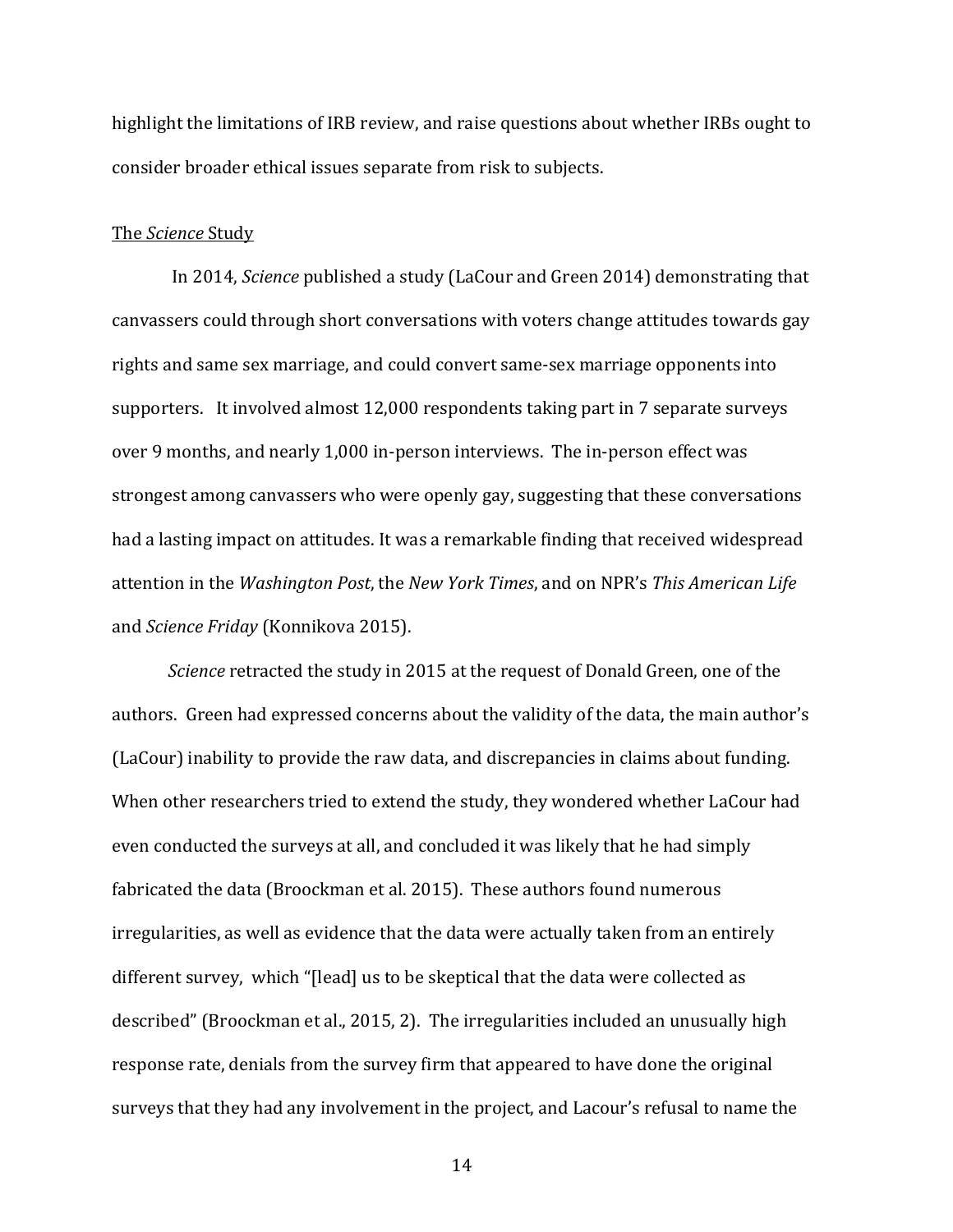highlight the limitations of IRB review, and raise questions about whether IRBs ought to consider broader ethical issues separate from risk to subjects.

The *Science* Study

In 2014, *Science* published a study (LaCour and Green 2014) demonstrating that canvassers could through short conversations with voters change attitudes towards gay rights and same sex marriage, and could convert same-sex marriage opponents into supporters. It involved almost 12,000 respondents taking part in 7 separate surveys over 9 months, and nearly 1,000 in-person interviews. The in-person effect was strongest among canvassers who were openly gay, suggesting that these conversations had a lasting impact on attitudes. It was a remarkable finding that received widespread attention in the *Washington Post*, the *New York Times*, and on NPR's *This American Life* and *Science Friday* (Konnikova 2015).

*Science* retracted the study in 2015 at the request of Donald Green, one of the authors. Green had expressed concerns about the validity of the data, the main author's (LaCour) inability to provide the raw data, and discrepancies in claims about funding. When other researchers tried to extend the study, they wondered whether LaCour had even conducted the surveys at all, and concluded it was likely that he had simply fabricated the data (Broockman et al. 2015). These authors found numerous irregularities, as well as evidence that the data were actually taken from an entirely different survey, which "[lead] us to be skeptical that the data were collected as described" (Broockman et al., 2015, 2). The irregularities included an unusually high response rate, denials from the survey firm that appeared to have done the original surveys that they had any involvement in the project, and Lacour's refusal to name the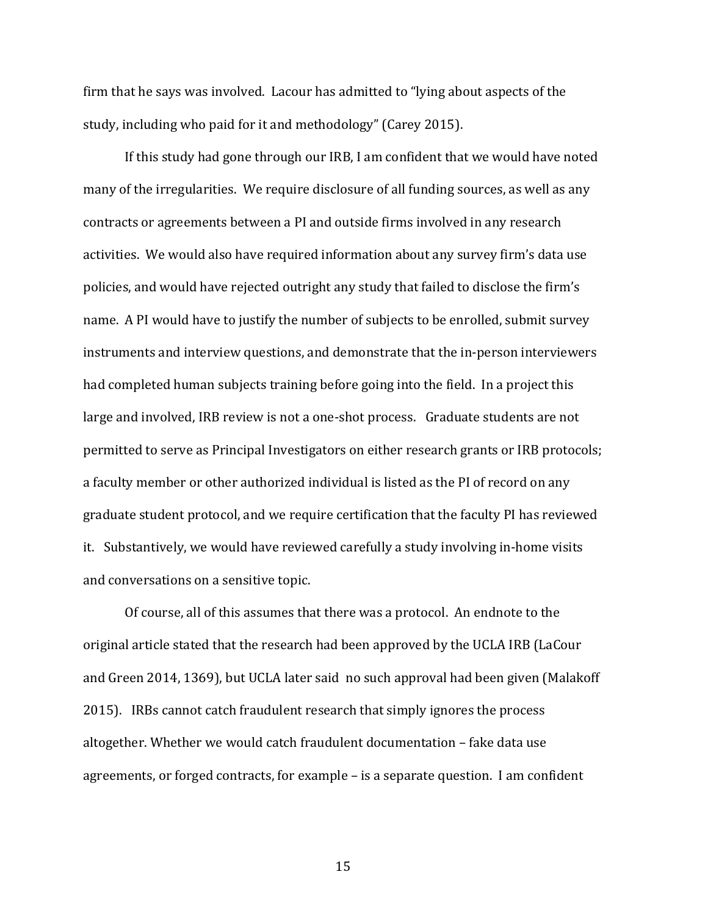firm that he says was involved. Lacour has admitted to "lying about aspects of the study, including who paid for it and methodology" (Carey 2015).

If this study had gone through our IRB, I am confident that we would have noted many of the irregularities. We require disclosure of all funding sources, as well as any contracts or agreements between a PI and outside firms involved in any research activities. We would also have required information about any survey firm's data use policies, and would have rejected outright any study that failed to disclose the firm's name. A PI would have to justify the number of subjects to be enrolled, submit survey instruments and interview questions, and demonstrate that the in-person interviewers had completed human subjects training before going into the field. In a project this large and involved, IRB review is not a one-shot process. Graduate students are not permitted to serve as Principal Investigators on either research grants or IRB protocols; a faculty member or other authorized individual is listed as the PI of record on any graduate student protocol, and we require certification that the faculty PI has reviewed it. Substantively, we would have reviewed carefully a study involving in-home visits and conversations on a sensitive topic.

Of course, all of this assumes that there was a protocol. An endnote to the original article stated that the research had been approved by the UCLA IRB (LaCour and Green 2014, 1369), but UCLA later said no such approval had been given (Malakoff 2015). IRBs cannot catch fraudulent research that simply ignores the process altogether. Whether we would catch fraudulent documentation – fake data use agreements, or forged contracts, for example – is a separate question. I am confident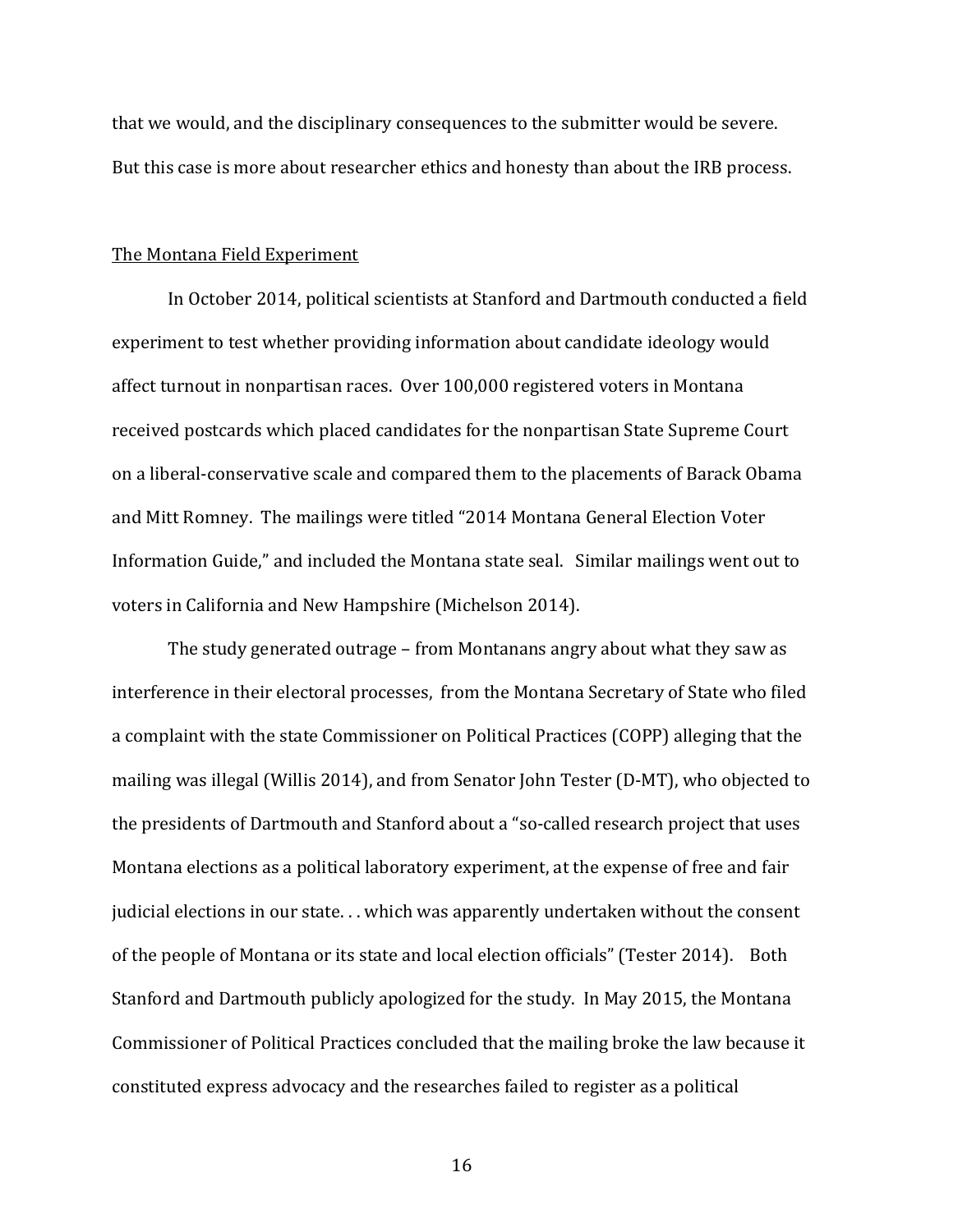that we would, and the disciplinary consequences to the submitter would be severe. But this case is more about researcher ethics and honesty than about the IRB process.

The Montana Field Experiment

In October 2014, political scientists at Stanford and Dartmouth conducted a field experiment to test whether providing information about candidate ideology would affect turnout in nonpartisan races. Over 100,000 registered voters in Montana received postcards which placed candidates for the nonpartisan State Supreme Court on a liberal-conservative scale and compared them to the placements of Barack Obama and Mitt Romney. The mailings were titled "2014 Montana General Election Voter Information Guide," and included the Montana state seal. Similar mailings went out to voters in California and New Hampshire (Michelson 2014).

The study generated outrage – from Montanans angry about what they saw as interference in their electoral processes, from the Montana Secretary of State who filed a complaint with the state Commissioner on Political Practices (COPP) alleging that the mailing was illegal (Willis 2014), and from Senator John Tester (D-MT), who objected to the presidents of Dartmouth and Stanford about a "so-called research project that uses Montana elections as a political laboratory experiment, at the expense of free and fair judicial elections in our state. . . which was apparently undertaken without the consent of the people of Montana or its state and local election officials" (Tester 2014). Both Stanford and Dartmouth publicly apologized for the study. In May 2015, the Montana Commissioner of Political Practices concluded that the mailing broke the law because it constituted express advocacy and the researches failed to register as a political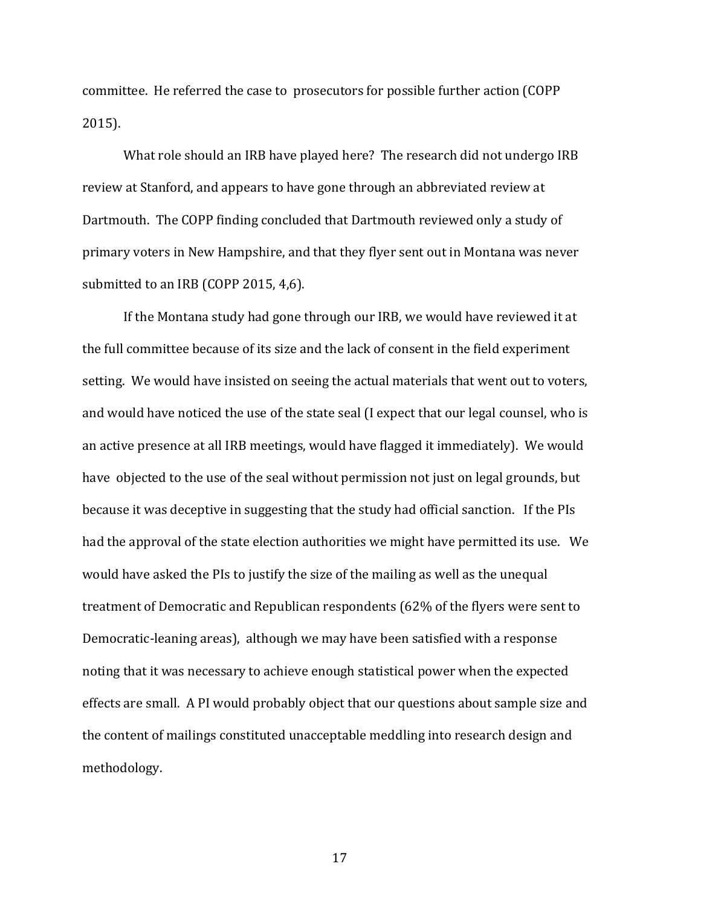committee. He referred the case to prosecutors for possible further action (COPP 2015).

What role should an IRB have played here? The research did not undergo IRB review at Stanford, and appears to have gone through an abbreviated review at Dartmouth. The COPP finding concluded that Dartmouth reviewed only a study of primary voters in New Hampshire, and that they flyer sent out in Montana was never submitted to an IRB (COPP 2015, 4,6).

If the Montana study had gone through our IRB, we would have reviewed it at the full committee because of its size and the lack of consent in the field experiment setting. We would have insisted on seeing the actual materials that went out to voters, and would have noticed the use of the state seal (I expect that our legal counsel, who is an active presence at all IRB meetings, would have flagged it immediately). We would have objected to the use of the seal without permission not just on legal grounds, but because it was deceptive in suggesting that the study had official sanction. If the PIs had the approval of the state election authorities we might have permitted its use. We would have asked the PIs to justify the size of the mailing as well as the unequal treatment of Democratic and Republican respondents (62% of the flyers were sent to Democratic-leaning areas), although we may have been satisfied with a response noting that it was necessary to achieve enough statistical power when the expected effects are small. A PI would probably object that our questions about sample size and the content of mailings constituted unacceptable meddling into research design and methodology.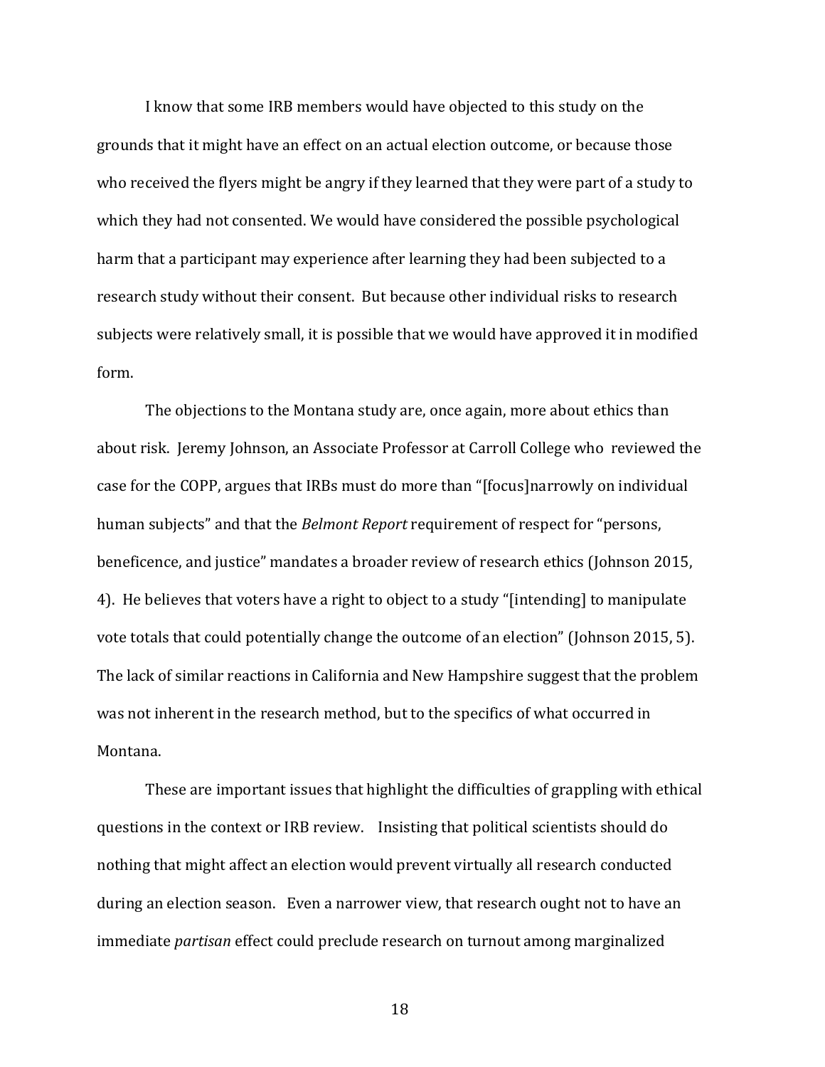I know that some IRB members would have objected to this study on the grounds that it might have an effect on an actual election outcome, or because those who received the flyers might be angry if they learned that they were part of a study to which they had not consented. We would have considered the possible psychological harm that a participant may experience after learning they had been subjected to a research study without their consent. But because other individual risks to research subjects were relatively small, it is possible that we would have approved it in modified form.

The objections to the Montana study are, once again, more about ethics than about risk. Jeremy Johnson, an Associate Professor at Carroll College who reviewed the case for the COPP, argues that IRBs must do more than "[focus]narrowly on individual human subjects" and that the *Belmont Report* requirement of respect for "persons, beneficence, and justice" mandates a broader review of research ethics (Johnson 2015, 4). He believes that voters have a right to object to a study "[intending] to manipulate vote totals that could potentially change the outcome of an election" (Johnson 2015, 5). The lack of similar reactions in California and New Hampshire suggest that the problem was not inherent in the research method, but to the specifics of what occurred in Montana.

These are important issues that highlight the difficulties of grappling with ethical questions in the context or IRB review. Insisting that political scientists should do nothing that might affect an election would prevent virtually all research conducted during an election season. Even a narrower view, that research ought not to have an immediate *partisan* effect could preclude research on turnout among marginalized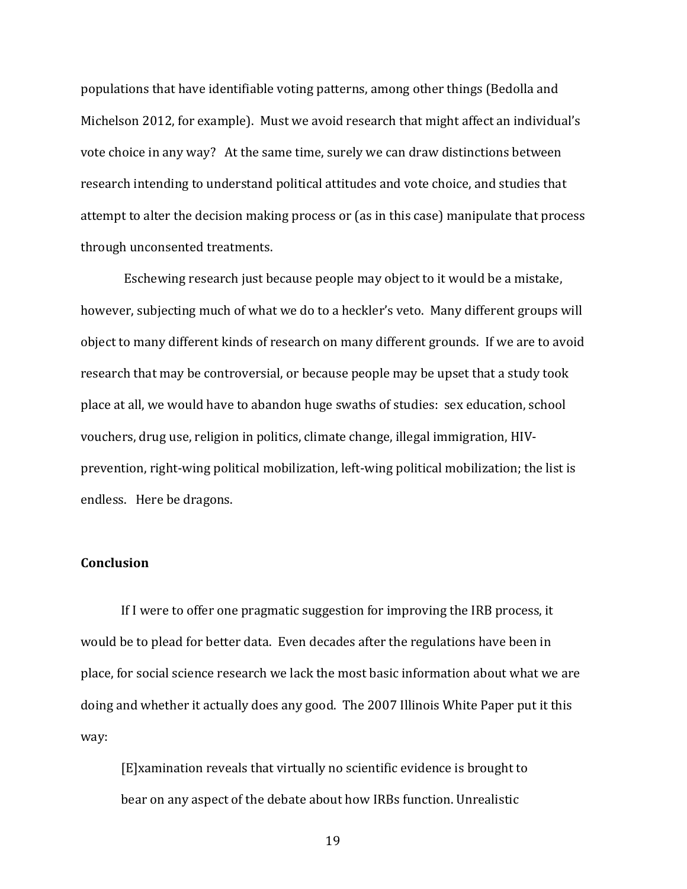populations that have identifiable voting patterns, among other things (Bedolla and Michelson 2012, for example). Must we avoid research that might affect an individual's vote choice in any way? At the same time, surely we can draw distinctions between research intending to understand political attitudes and vote choice, and studies that attempt to alter the decision making process or (as in this case) manipulate that process through unconsented treatments.

Eschewing research just because people may object to it would be a mistake, however, subjecting much of what we do to a heckler's veto. Many different groups will object to many different kinds of research on many different grounds. If we are to avoid research that may be controversial, or because people may be upset that a study took place at all, we would have to abandon huge swaths of studies: sex education, school vouchers, drug use, religion in politics, climate change, illegal immigration, HIV-prevention, right-wing political mobilization, left-wing political mobilization; the list is endless. Here be dragons.

## Conclusion

If I were to offer one pragmatic suggestion for improving the IRB process, it would be to plead for better data. Even decades after the regulations have been in place, for social science research we lack the most basic information about what we are doing and whether it actually does any good. The 2007 Illinois White Paper put it this way:

> [E]xamination reveals that virtually no scientific evidence is brought to bear on any aspect of the debate about how IRBs function. Unrealistic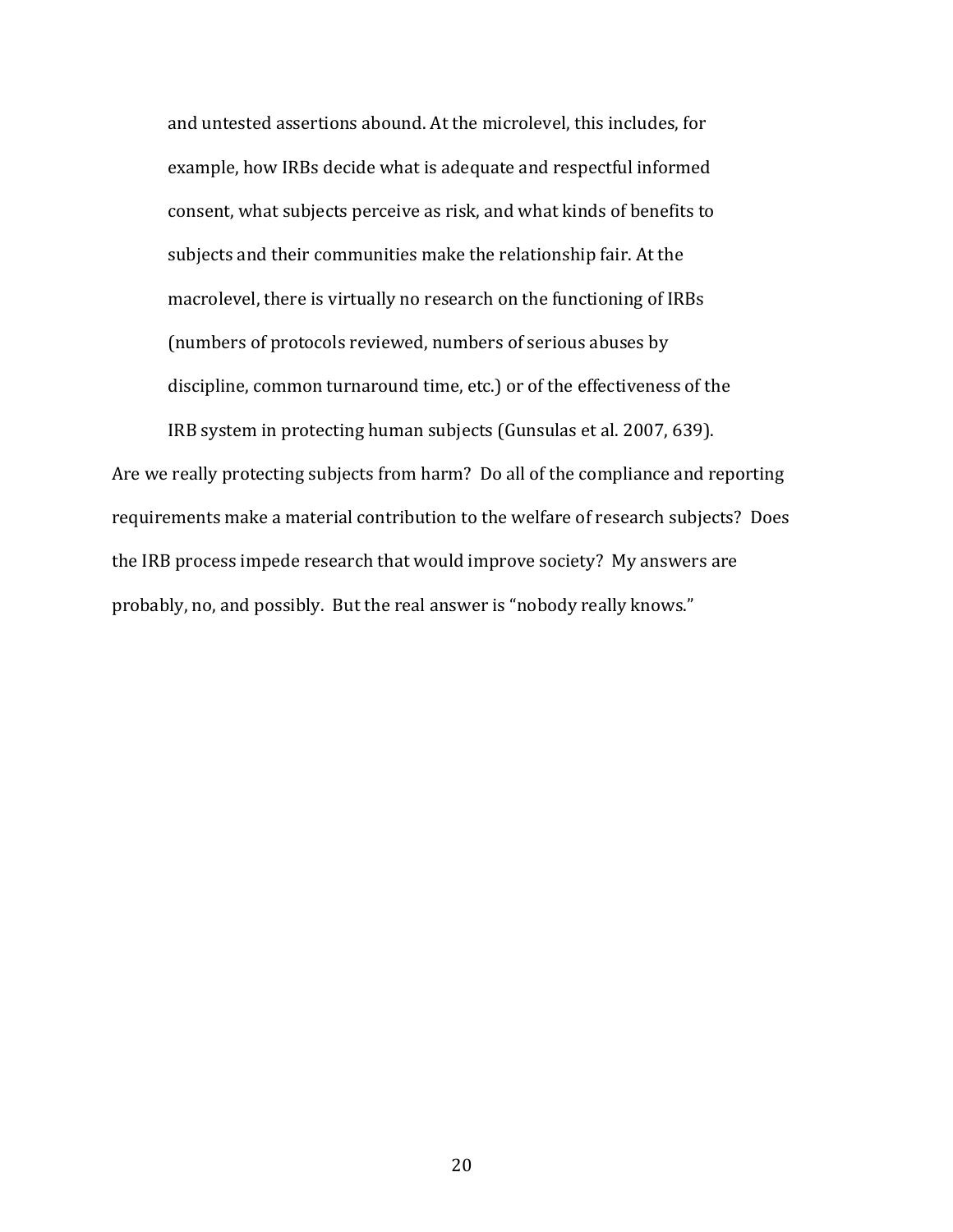> and untested assertions abound. At the microlevel, this includes, for example, how IRBs decide what is adequate and respectful informed consent, what subjects perceive as risk, and what kinds of benefits to subjects and their communities make the relationship fair. At the macrolevel, there is virtually no research on the functioning of IRBs (numbers of protocols reviewed, numbers of serious abuses by discipline, common turnaround time, etc.) or of the effectiveness of the IRB system in protecting human subjects (Gunsulas et al. 2007, 639).

Are we really protecting subjects from harm? Do all of the compliance and reporting requirements make a material contribution to the welfare of research subjects? Does the IRB process impede research that would improve society? My answers are probably, no, and possibly. But the real answer is "nobody really knows."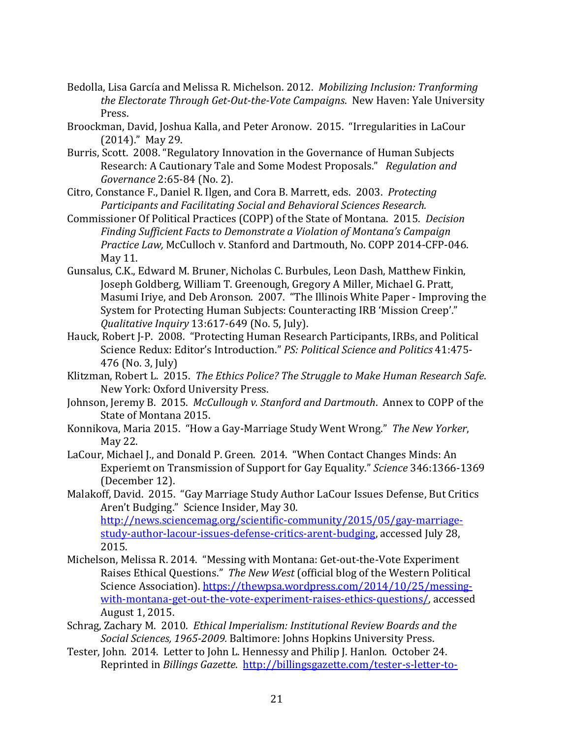Bedolla, Lisa García and Melissa R. Michelson. 2012. *Mobilizing Inclusion: Tranforming the Electorate Through Get-Out-the-Vote Campaigns*. New Haven: Yale University Press.

Broockman, David, Joshua Kalla, and Peter Aronow. 2015. "Irregularities in LaCour (2014)." May 29.

Burris, Scott. 2008. "Regulatory Innovation in the Governance of Human Subjects Research: A Cautionary Tale and Some Modest Proposals." *Regulation and Governance* 2:65-84 (No. 2).

Citro, Constance F., Daniel R. Ilgen, and Cora B. Marrett, eds. 2003. *Protecting Participants and Facilitating Social and Behavioral Sciences Research.*

Commissioner Of Political Practices (COPP) of the State of Montana. 2015. *Decision Finding Sufficient Facts to Demonstrate a Violation of Montana's Campaign Practice Law,* McCulloch v. Stanford and Dartmouth, No. COPP 2014-CFP-046. May 11.

Gunsalus, C.K., Edward M. Bruner, Nicholas C. Burbules, Leon Dash, Matthew Finkin, Joseph Goldberg, William T. Greenough, Gregory A Miller, Michael G. Pratt, Masumi Iriye, and Deb Aronson. 2007. "The Illinois White Paper - Improving the System for Protecting Human Subjects: Counteracting IRB 'Mission Creep'." *Qualitative Inquiry* 13:617-649 (No. 5, July).

Hauck, Robert J-P. 2008. "Protecting Human Research Participants, IRBs, and Political Science Redux: Editor's Introduction." *PS: Political Science and Politics* 41:475-476 (No. 3, July)

Klitzman, Robert L. 2015. *The Ethics Police? The Struggle to Make Human Research Safe*. New York: Oxford University Press.

Johnson, Jeremy B. 2015. *McCullough v. Stanford and Dartmouth*. Annex to COPP of the State of Montana 2015.

Konnikova, Maria 2015. "How a Gay-Marriage Study Went Wrong." *The New Yorker*, May 22.

LaCour, Michael J., and Donald P. Green. 2014. "When Contact Changes Minds: An Experiemt on Transmission of Support for Gay Equality." *Science* 346:1366-1369 (December 12).

Malakoff, David. 2015. "Gay Marriage Study Author LaCour Issues Defense, But Critics Aren't Budging." Science Insider, May 30. http://news.sciencemag.org/scientific-community/2015/05/gay-marriage-study-author-lacour-issues-defense-critics-arent-budging, accessed July 28, 2015.

Michelson, Melissa R. 2014. "Messing with Montana: Get-out-the-Vote Experiment Raises Ethical Questions." *The New West* (official blog of the Western Political Science Association). https://thewpsa.wordpress.com/2014/10/25/messing-with-montana-get-out-the-vote-experiment-raises-ethics-questions/, accessed August 1, 2015.

Schrag, Zachary M. 2010. *Ethical Imperialism: Institutional Review Boards and the Social Sciences, 1965-2009.* Baltimore: Johns Hopkins University Press.

Tester, John. 2014. Letter to John L. Hennessy and Philip J. Hanlon. October 24. Reprinted in *Billings Gazette*. http://billingsgazette.com/tester-s-letter-to-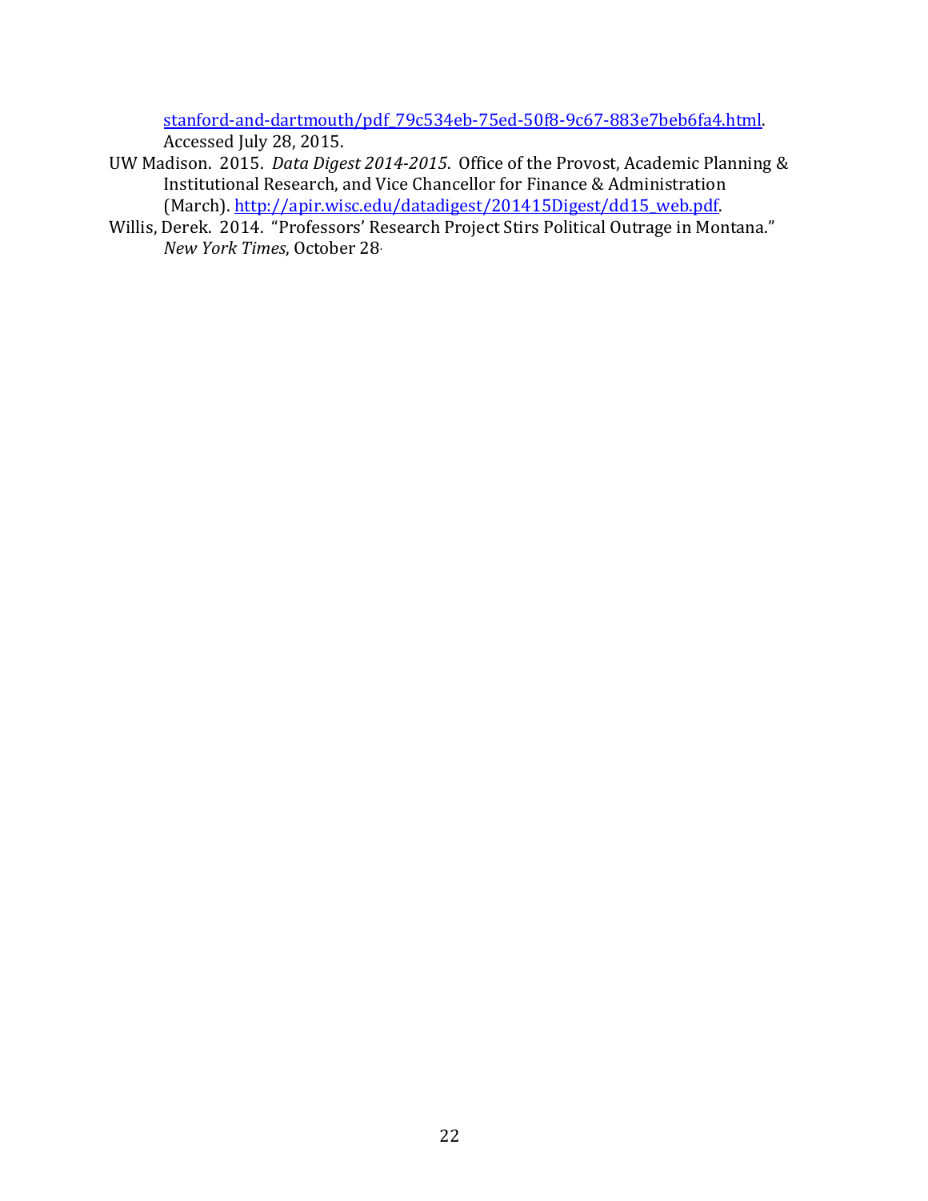stanford-and-dartmouth/pdf_79c534eb-75ed-50f8-9c67-883e7beb6fa4.html. Accessed July 28, 2015.

UW Madison. 2015. *Data Digest 2014-2015*. Office of the Provost, Academic Planning & Institutional Research, and Vice Chancellor for Finance & Administration (March). http://apir.wisc.edu/datadigest/201415Digest/dd15_web.pdf.

Willis, Derek. 2014. "Professors' Research Project Stirs Political Outrage in Montana." *New York Times*, October 28.